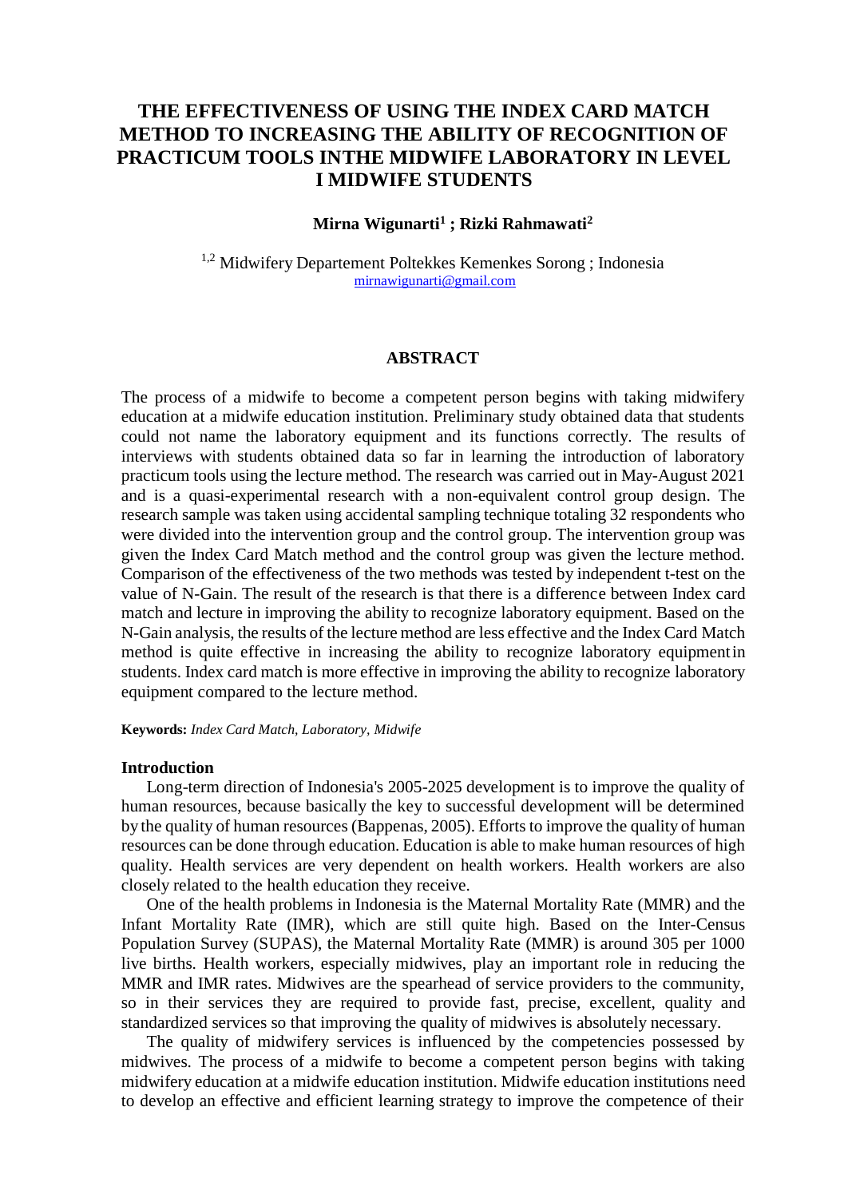# THE EFFECTIVENESS OF USING THE INDEX CARD MATCH METHOD TO INCREASING THE ABILITY OF RECOGNITION OF PRACTICUM TOOLS INTHE MIDWIFE LABORATORY IN LEVEL I MIDWIFE STUDENTS

**Mirna Wigunarti[1] ; Rizki Rahmawati[2]**

[1,2] Midwifery Departement Poltekkes Kemenkes Sorong ; Indonesia
mirnawigunarti@gmail.com

## ABSTRACT

The process of a midwife to become a competent person begins with taking midwifery education at a midwife education institution. Preliminary study obtained data that students could not name the laboratory equipment and its functions correctly. The results of interviews with students obtained data so far in learning the introduction of laboratory practicum tools using the lecture method. The research was carried out in May-August 2021 and is a quasi-experimental research with a non-equivalent control group design. The research sample was taken using accidental sampling technique totaling 32 respondents who were divided into the intervention group and the control group. The intervention group was given the Index Card Match method and the control group was given the lecture method. Comparison of the effectiveness of the two methods was tested by independent t-test on the value of N-Gain. The result of the research is that there is a difference between Index card match and lecture in improving the ability to recognize laboratory equipment. Based on the N-Gain analysis, the results of the lecture method are less effective and the Index Card Match method is quite effective in increasing the ability to recognize laboratory equipmentin students. Index card match is more effective in improving the ability to recognize laboratory equipment compared to the lecture method.

**Keywords:** *Index Card Match, Laboratory, Midwife*

### Introduction

Long-term direction of Indonesia's 2005-2025 development is to improve the quality of human resources, because basically the key to successful development will be determined by the quality of human resources (Bappenas, 2005). Efforts to improve the quality of human resources can be done through education. Education is able to make human resources of high quality. Health services are very dependent on health workers. Health workers are also closely related to the health education they receive.

One of the health problems in Indonesia is the Maternal Mortality Rate (MMR) and the Infant Mortality Rate (IMR), which are still quite high. Based on the Inter-Census Population Survey (SUPAS), the Maternal Mortality Rate (MMR) is around 305 per 1000 live births. Health workers, especially midwives, play an important role in reducing the MMR and IMR rates. Midwives are the spearhead of service providers to the community, so in their services they are required to provide fast, precise, excellent, quality and standardized services so that improving the quality of midwives is absolutely necessary.

The quality of midwifery services is influenced by the competencies possessed by midwives. The process of a midwife to become a competent person begins with taking midwifery education at a midwife education institution. Midwife education institutions need to develop an effective and efficient learning strategy to improve the competence of their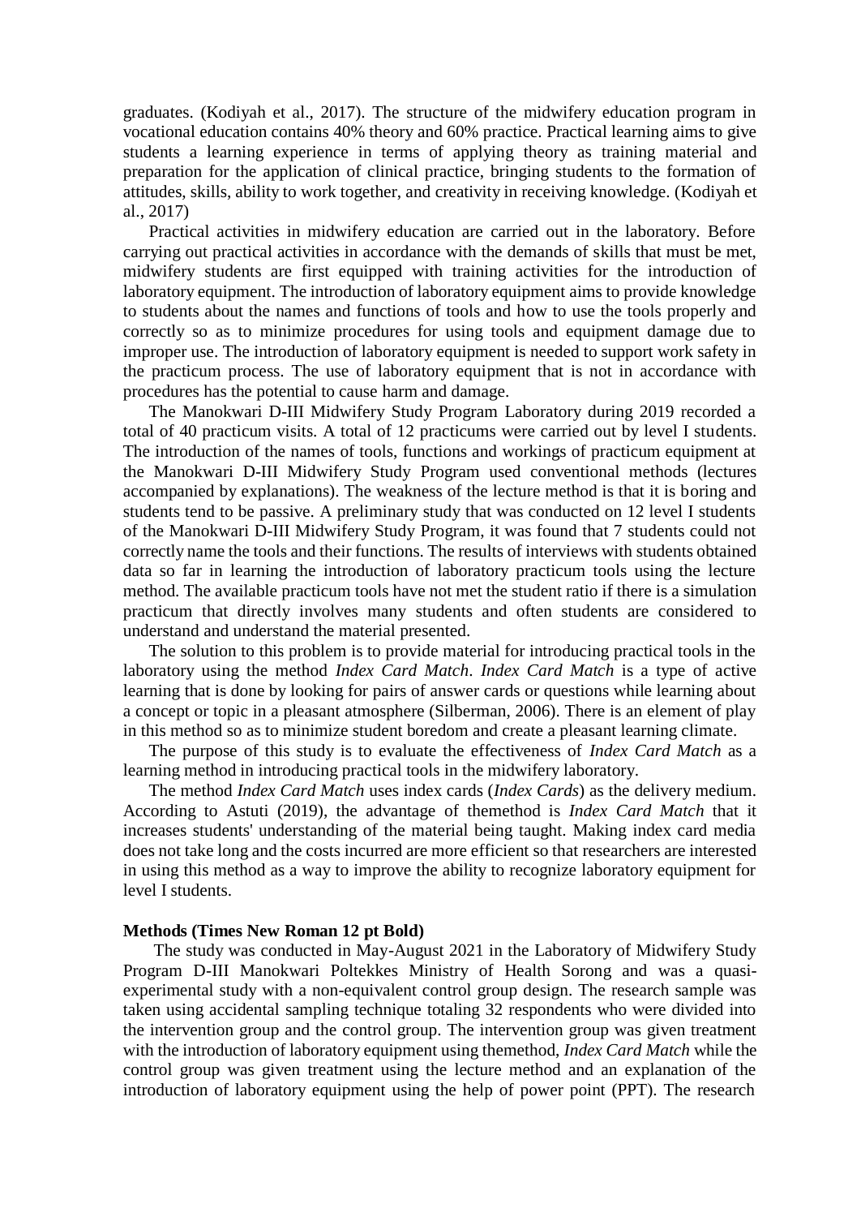graduates. (Kodiyah et al., 2017). The structure of the midwifery education program in vocational education contains 40% theory and 60% practice. Practical learning aims to give students a learning experience in terms of applying theory as training material and preparation for the application of clinical practice, bringing students to the formation of attitudes, skills, ability to work together, and creativity in receiving knowledge. (Kodiyah et al., 2017)

Practical activities in midwifery education are carried out in the laboratory. Before carrying out practical activities in accordance with the demands of skills that must be met, midwifery students are first equipped with training activities for the introduction of laboratory equipment. The introduction of laboratory equipment aims to provide knowledge to students about the names and functions of tools and how to use the tools properly and correctly so as to minimize procedures for using tools and equipment damage due to improper use. The introduction of laboratory equipment is needed to support work safety in the practicum process. The use of laboratory equipment that is not in accordance with procedures has the potential to cause harm and damage.

The Manokwari D-III Midwifery Study Program Laboratory during 2019 recorded a total of 40 practicum visits. A total of 12 practicums were carried out by level I students. The introduction of the names of tools, functions and workings of practicum equipment at the Manokwari D-III Midwifery Study Program used conventional methods (lectures accompanied by explanations). The weakness of the lecture method is that it is boring and students tend to be passive. A preliminary study that was conducted on 12 level I students of the Manokwari D-III Midwifery Study Program, it was found that 7 students could not correctly name the tools and their functions. The results of interviews with students obtained data so far in learning the introduction of laboratory practicum tools using the lecture method. The available practicum tools have not met the student ratio if there is a simulation practicum that directly involves many students and often students are considered to understand and understand the material presented.

The solution to this problem is to provide material for introducing practical tools in the laboratory using the method *Index Card Match*. *Index Card Match* is a type of active learning that is done by looking for pairs of answer cards or questions while learning about a concept or topic in a pleasant atmosphere (Silberman, 2006). There is an element of play in this method so as to minimize student boredom and create a pleasant learning climate.

The purpose of this study is to evaluate the effectiveness of *Index Card Match* as a learning method in introducing practical tools in the midwifery laboratory.

The method *Index Card Match* uses index cards (*Index Cards*) as the delivery medium. According to Astuti (2019), the advantage of themethod is *Index Card Match* that it increases students' understanding of the material being taught. Making index card media does not take long and the costs incurred are more efficient so that researchers are interested in using this method as a way to improve the ability to recognize laboratory equipment for level I students.

**Methods (Times New Roman 12 pt Bold)**

The study was conducted in May-August 2021 in the Laboratory of Midwifery Study Program D-III Manokwari Poltekkes Ministry of Health Sorong and was a quasi-experimental study with a non-equivalent control group design. The research sample was taken using accidental sampling technique totaling 32 respondents who were divided into the intervention group and the control group. The intervention group was given treatment with the introduction of laboratory equipment using themethod, *Index Card Match* while the control group was given treatment using the lecture method and an explanation of the introduction of laboratory equipment using the help of power point (PPT). The research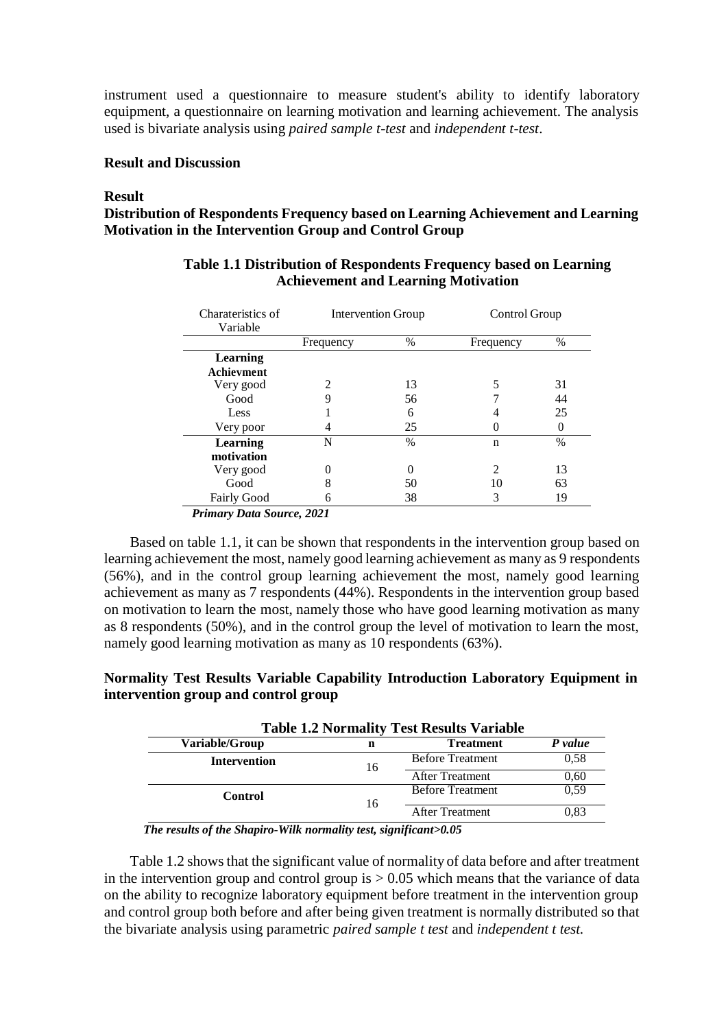instrument used a questionnaire to measure student's ability to identify laboratory equipment, a questionnaire on learning motivation and learning achievement. The analysis used is bivariate analysis using *paired sample t-test* and *independent t-test*.

## Result and Discussion

### Result

**Distribution of Respondents Frequency based on Learning Achievement and Learning Motivation in the Intervention Group and Control Group**

**Table 1.1 Distribution of Respondents Frequency based on Learning Achievement and Learning Motivation**

| Charateristics of Variable | Intervention Group | | Control Group | |
|---|---|---|---|---|
| | Frequency | % | Frequency | % |
| **Learning Achievment** | | | | |
| Very good | 2 | 13 | 5 | 31 |
| Good | 9 | 56 | 7 | 44 |
| Less | 1 | 6 | 4 | 25 |
| Very poor | 4 | 25 | 0 | 0 |
| **Learning motivation** | N | % | n | % |
| Very good | 0 | 0 | 2 | 13 |
| Good | 8 | 50 | 10 | 63 |
| Fairly Good | 6 | 38 | 3 | 19 |

***Primary Data Source, 2021***

Based on table 1.1, it can be shown that respondents in the intervention group based on learning achievement the most, namely good learning achievement as many as 9 respondents (56%), and in the control group learning achievement the most, namely good learning achievement as many as 7 respondents (44%). Respondents in the intervention group based on motivation to learn the most, namely those who have good learning motivation as many as 8 respondents (50%), and in the control group the level of motivation to learn the most, namely good learning motivation as many as 10 respondents (63%).

**Normality Test Results Variable Capability Introduction Laboratory Equipment in intervention group and control group**

**Table 1.2 Normality Test Results Variable**

| Variable/Group | n | Treatment | *P value* |
|---|---|---|---|
| **Intervention** | 16 | Before Treatment | 0,58 |
| | | After Treatment | 0,60 |
| **Control** | 16 | Before Treatment | 0,59 |
| | | After Treatment | 0,83 |

***The results of the Shapiro-Wilk normality test, significant>0.05***

Table 1.2 shows that the significant value of normality of data before and after treatment in the intervention group and control group is $> 0.05$ which means that the variance of data on the ability to recognize laboratory equipment before treatment in the intervention group and control group both before and after being given treatment is normally distributed so that the bivariate analysis using parametric *paired sample t test* and *independent t test.*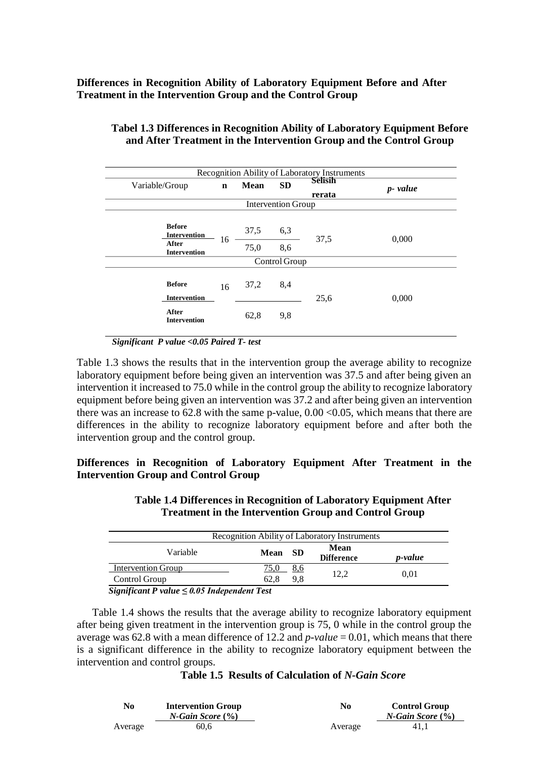**Differences in Recognition Ability of Laboratory Equipment Before and After Treatment in the Intervention Group and the Control Group**

**Tabel 1.3 Differences in Recognition Ability of Laboratory Equipment Before and After Treatment in the Intervention Group and the Control Group**

| Recognition Ability of Laboratory Instruments | | | | | |
|---|---|---|---|---|---|
| Variable/Group | n | Mean | SD | Selisih rerata | *p- value* |
| Intervention Group | | | | | |
| **Before Intervention** | 16 | 37,5 | 6,3 | 37,5 | 0,000 |
| **After Intervention** | | 75,0 | 8,6 | | |
| Control Group | | | | | |
| **Before Intervention** | 16 | 37,2 | 8,4 | 25,6 | 0,000 |
| **After Intervention** | | 62,8 | 9,8 | | |

***Significant P value <0.05 Paired T- test***

Table 1.3 shows the results that in the intervention group the average ability to recognize laboratory equipment before being given an intervention was 37.5 and after being given an intervention it increased to 75.0 while in the control group the ability to recognize laboratory equipment before being given an intervention was 37.2 and after being given an intervention there was an increase to 62.8 with the same p-value, 0.00 <0.05, which means that there are differences in the ability to recognize laboratory equipment before and after both the intervention group and the control group.

**Differences in Recognition of Laboratory Equipment After Treatment in the Intervention Group and Control Group**

**Table 1.4 Differences in Recognition of Laboratory Equipment After Treatment in the Intervention Group and Control Group**

| Recognition Ability of Laboratory Instruments | | | | |
|---|---|---|---|---|
| Variable | Mean | SD | Mean Difference | *p-value* |
| Intervention Group | 75,0 | 8,6 | 12,2 | 0,01 |
| Control Group | 62,8 | 9,8 | | |

***Significant P value ≤ 0.05 Independent Test***

Table 1.4 shows the results that the average ability to recognize laboratory equipment after being given treatment in the intervention group is 75, 0 while in the control group the average was 62.8 with a mean difference of 12.2 and *p-value* = 0.01, which means that there is a significant difference in the ability to recognize laboratory equipment between the intervention and control groups.

**Table 1.5 Results of Calculation of *N-Gain Score***

| No | Intervention Group *N-Gain Score* (%) | No | Control Group *N-Gain Score* (%) |
|---|---|---|---|
| Average | 60,6 | Average | 41,1 |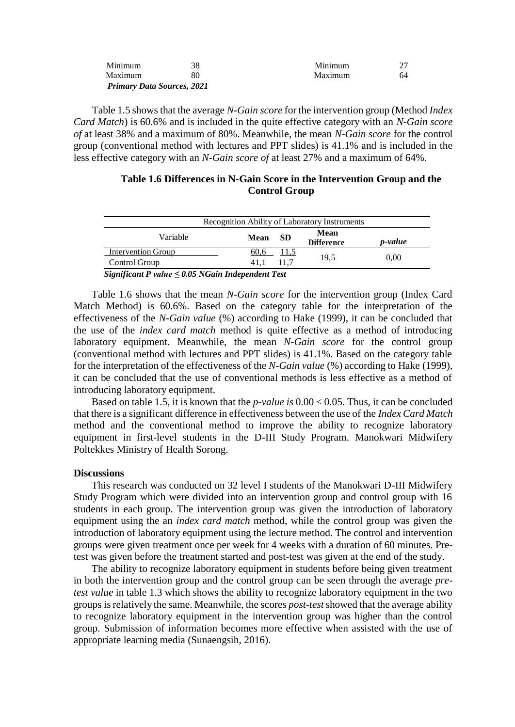| | | | |
|---|---|---|---|
| Minimum | 38 | Minimum | 27 |
| Maximum | 80 | Maximum | 64 |

***Primary Data Sources, 2021***

Table 1.5 shows that the average *N-Gain score* for the intervention group (Method *Index Card Match*) is 60.6% and is included in the quite effective category with an *N-Gain score of* at least 38% and a maximum of 80%. Meanwhile, the mean *N-Gain score* for the control group (conventional method with lectures and PPT slides) is 41.1% and is included in the less effective category with an *N-Gain score of* at least 27% and a maximum of 64%.

**Table 1.6 Differences in N-Gain Score in the Intervention Group and the Control Group**

| Recognition Ability of Laboratory Instruments | | | | |
|---|---|---|---|---|
| Variable | **Mean** | **SD** | **Mean Difference** | ***p-value*** |
| Intervention Group | 60,6 | 11,5 | 19,5 | 0,00 |
| Control Group | 41,1 | 11,7 | | |

***Significant P value ≤ 0.05 NGain Independent Test***

Table 1.6 shows that the mean *N-Gain score* for the intervention group (Index Card Match Method) is 60.6%. Based on the category table for the interpretation of the effectiveness of the *N-Gain value* (%) according to Hake (1999), it can be concluded that the use of the *index card match* method is quite effective as a method of introducing laboratory equipment. Meanwhile, the mean *N-Gain score* for the control group (conventional method with lectures and PPT slides) is 41.1%. Based on the category table for the interpretation of the effectiveness of the *N-Gain value* (%) according to Hake (1999), it can be concluded that the use of conventional methods is less effective as a method of introducing laboratory equipment.

Based on table 1.5, it is known that the *p-value is* $0.00 < 0.05$. Thus, it can be concluded that there is a significant difference in effectiveness between the use of the *Index Card Match* method and the conventional method to improve the ability to recognize laboratory equipment in first-level students in the D-III Study Program. Manokwari Midwifery Poltekkes Ministry of Health Sorong.

### Discussions

This research was conducted on 32 level I students of the Manokwari D-III Midwifery Study Program which were divided into an intervention group and control group with 16 students in each group. The intervention group was given the introduction of laboratory equipment using the an *index card match* method, while the control group was given the introduction of laboratory equipment using the lecture method. The control and intervention groups were given treatment once per week for 4 weeks with a duration of 60 minutes. Pre-test was given before the treatment started and post-test was given at the end of the study.

The ability to recognize laboratory equipment in students before being given treatment in both the intervention group and the control group can be seen through the average *pre-test value* in table 1.3 which shows the ability to recognize laboratory equipment in the two groups is relatively the same. Meanwhile, the scores *post-test* showed that the average ability to recognize laboratory equipment in the intervention group was higher than the control group. Submission of information becomes more effective when assisted with the use of appropriate learning media (Sunaengsih, 2016).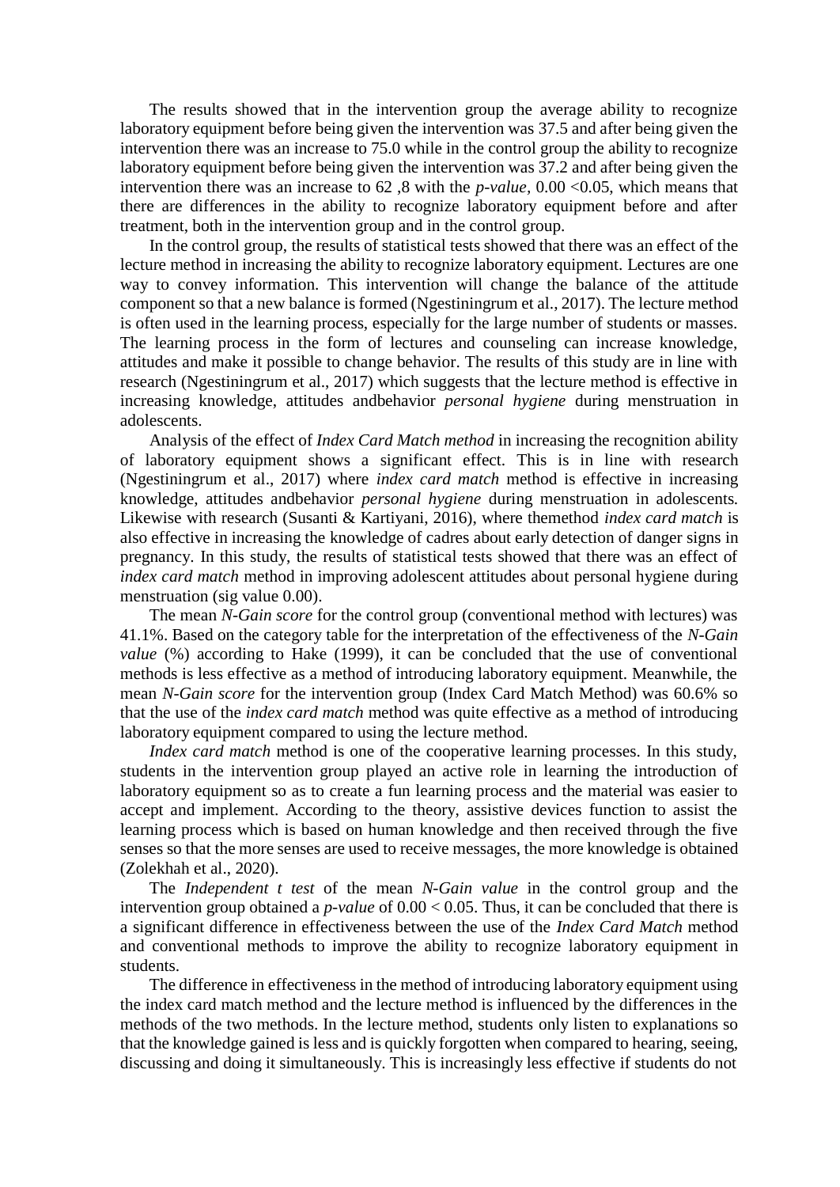The results showed that in the intervention group the average ability to recognize laboratory equipment before being given the intervention was 37.5 and after being given the intervention there was an increase to 75.0 while in the control group the ability to recognize laboratory equipment before being given the intervention was 37.2 and after being given the intervention there was an increase to 62 ,8 with the *p-value*, 0.00 <0.05, which means that there are differences in the ability to recognize laboratory equipment before and after treatment, both in the intervention group and in the control group.

In the control group, the results of statistical tests showed that there was an effect of the lecture method in increasing the ability to recognize laboratory equipment. Lectures are one way to convey information. This intervention will change the balance of the attitude component so that a new balance is formed (Ngestiningrum et al., 2017). The lecture method is often used in the learning process, especially for the large number of students or masses. The learning process in the form of lectures and counseling can increase knowledge, attitudes and make it possible to change behavior. The results of this study are in line with research (Ngestiningrum et al., 2017) which suggests that the lecture method is effective in increasing knowledge, attitudes andbehavior *personal hygiene* during menstruation in adolescents.

Analysis of the effect of *Index Card Match method* in increasing the recognition ability of laboratory equipment shows a significant effect. This is in line with research (Ngestiningrum et al., 2017) where *index card match* method is effective in increasing knowledge, attitudes andbehavior *personal hygiene* during menstruation in adolescents. Likewise with research (Susanti & Kartiyani, 2016), where themethod *index card match* is also effective in increasing the knowledge of cadres about early detection of danger signs in pregnancy. In this study, the results of statistical tests showed that there was an effect of *index card match* method in improving adolescent attitudes about personal hygiene during menstruation (sig value 0.00).

The mean *N-Gain score* for the control group (conventional method with lectures) was 41.1%. Based on the category table for the interpretation of the effectiveness of the *N-Gain value* (%) according to Hake (1999), it can be concluded that the use of conventional methods is less effective as a method of introducing laboratory equipment. Meanwhile, the mean *N-Gain score* for the intervention group (Index Card Match Method) was 60.6% so that the use of the *index card match* method was quite effective as a method of introducing laboratory equipment compared to using the lecture method.

*Index card match* method is one of the cooperative learning processes. In this study, students in the intervention group played an active role in learning the introduction of laboratory equipment so as to create a fun learning process and the material was easier to accept and implement. According to the theory, assistive devices function to assist the learning process which is based on human knowledge and then received through the five senses so that the more senses are used to receive messages, the more knowledge is obtained (Zolekhah et al., 2020).

The *Independent t test* of the mean *N-Gain value* in the control group and the intervention group obtained a *p-value* of 0.00 < 0.05. Thus, it can be concluded that there is a significant difference in effectiveness between the use of the *Index Card Match* method and conventional methods to improve the ability to recognize laboratory equipment in students.

The difference in effectiveness in the method of introducing laboratory equipment using the index card match method and the lecture method is influenced by the differences in the methods of the two methods. In the lecture method, students only listen to explanations so that the knowledge gained is less and is quickly forgotten when compared to hearing, seeing, discussing and doing it simultaneously. This is increasingly less effective if students do not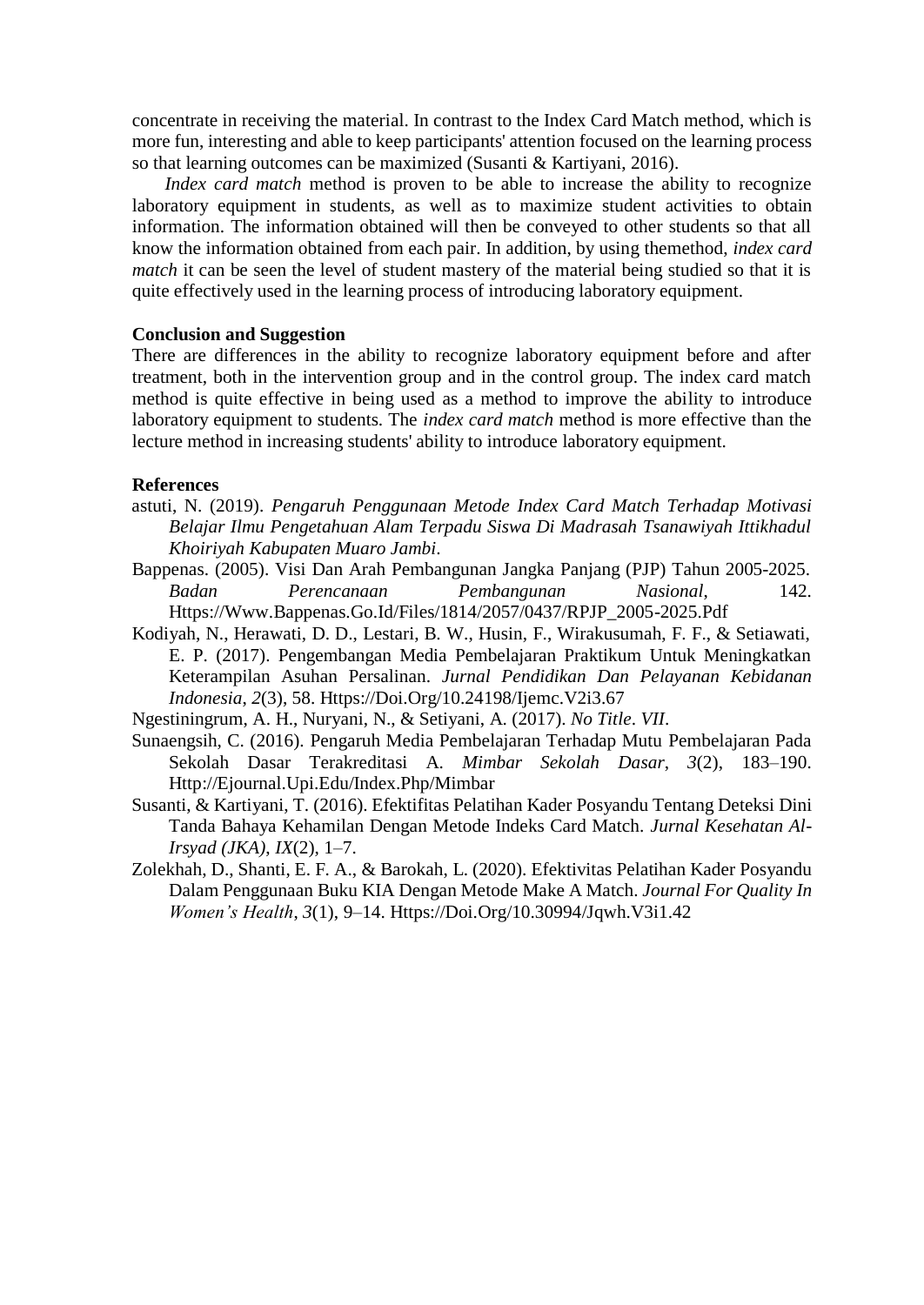concentrate in receiving the material. In contrast to the Index Card Match method, which is more fun, interesting and able to keep participants' attention focused on the learning process so that learning outcomes can be maximized (Susanti & Kartiyani, 2016).

*Index card match* method is proven to be able to increase the ability to recognize laboratory equipment in students, as well as to maximize student activities to obtain information. The information obtained will then be conveyed to other students so that all know the information obtained from each pair. In addition, by using themethod, *index card match* it can be seen the level of student mastery of the material being studied so that it is quite effectively used in the learning process of introducing laboratory equipment.

**Conclusion and Suggestion**

There are differences in the ability to recognize laboratory equipment before and after treatment, both in the intervention group and in the control group. The index card match method is quite effective in being used as a method to improve the ability to introduce laboratory equipment to students. The *index card match* method is more effective than the lecture method in increasing students' ability to introduce laboratory equipment.

**References**

astuti, N. (2019). *Pengaruh Penggunaan Metode Index Card Match Terhadap Motivasi Belajar Ilmu Pengetahuan Alam Terpadu Siswa Di Madrasah Tsanawiyah Ittikhadul Khoiriyah Kabupaten Muaro Jambi*.

Bappenas. (2005). Visi Dan Arah Pembangunan Jangka Panjang (PJP) Tahun 2005-2025. *Badan Perencanaan Pembangunan Nasional*, 142. Https://Www.Bappenas.Go.Id/Files/1814/2057/0437/RPJP_2005-2025.Pdf

Kodiyah, N., Herawati, D. D., Lestari, B. W., Husin, F., Wirakusumah, F. F., & Setiawati, E. P. (2017). Pengembangan Media Pembelajaran Praktikum Untuk Meningkatkan Keterampilan Asuhan Persalinan. *Jurnal Pendidikan Dan Pelayanan Kebidanan Indonesia*, *2*(3), 58. Https://Doi.Org/10.24198/Ijemc.V2i3.67

Ngestiningrum, A. H., Nuryani, N., & Setiyani, A. (2017). *No Title*. *VII*.

Sunaengsih, C. (2016). Pengaruh Media Pembelajaran Terhadap Mutu Pembelajaran Pada Sekolah Dasar Terakreditasi A. *Mimbar Sekolah Dasar*, *3*(2), 183–190. Http://Ejournal.Upi.Edu/Index.Php/Mimbar

Susanti, & Kartiyani, T. (2016). Efektifitas Pelatihan Kader Posyandu Tentang Deteksi Dini Tanda Bahaya Kehamilan Dengan Metode Indeks Card Match. *Jurnal Kesehatan Al-Irsyad (JKA)*, *IX*(2), 1–7.

Zolekhah, D., Shanti, E. F. A., & Barokah, L. (2020). Efektivitas Pelatihan Kader Posyandu Dalam Penggunaan Buku KIA Dengan Metode Make A Match. *Journal For Quality In Women's Health*, *3*(1), 9–14. Https://Doi.Org/10.30994/Jqwh.V3i1.42